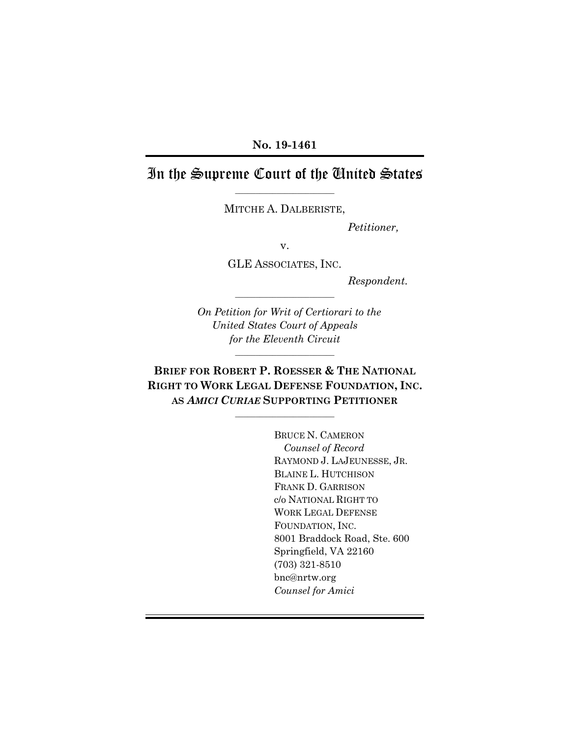**No. 19-1461**

# In the Supreme Court of the United States

---

MITCHE A. DALBERISTE,

*Petitioner,*

v.

GLE ASSOCIATES, INC.

*Respondent.*

---

*On Petition for Writ of Certiorari to the United States Court of Appeals for the Eleventh Circuit*

---

**BRIEF FOR ROBERT P. ROESSER & THE NATIONAL RIGHT TO WORK LEGAL DEFENSE FOUNDATION, INC. AS *AMICI CURIAE* SUPPORTING PETITIONER**

---

BRUCE N. CAMERON
*Counsel of Record*
RAYMOND J. LAJEUNESSE, JR.
BLAINE L. HUTCHISON
FRANK D. GARRISON
c/o NATIONAL RIGHT TO WORK LEGAL DEFENSE FOUNDATION, INC.
8001 Braddock Road, Ste. 600
Springfield, VA 22160
(703) 321-8510
bnc@nrtw.org
*Counsel for Amici*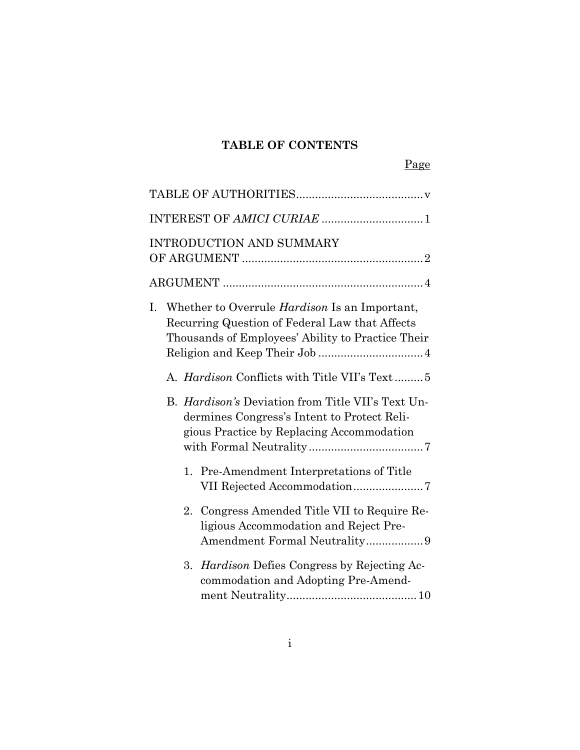## TABLE OF CONTENTS

| | Page |
|---|---|
| TABLE OF AUTHORITIES | v |
| INTEREST OF *AMICI CURIAE* | 1 |
| INTRODUCTION AND SUMMARY OF ARGUMENT | 2 |
| ARGUMENT | 4 |
| I. Whether to Overrule *Hardison* Is an Important, Recurring Question of Federal Law that Affects Thousands of Employees' Ability to Practice Their Religion and Keep Their Job | 4 |
| A. *Hardison* Conflicts with Title VII's Text | 5 |
| B. *Hardison's* Deviation from Title VII's Text Undermines Congress's Intent to Protect Religious Practice by Replacing Accommodation with Formal Neutrality | 7 |
| 1. Pre-Amendment Interpretations of Title VII Rejected Accommodation | 7 |
| 2. Congress Amended Title VII to Require Religious Accommodation and Reject Pre-Amendment Formal Neutrality | 9 |
| 3. *Hardison* Defies Congress by Rejecting Accommodation and Adopting Pre-Amendment Neutrality | 10 |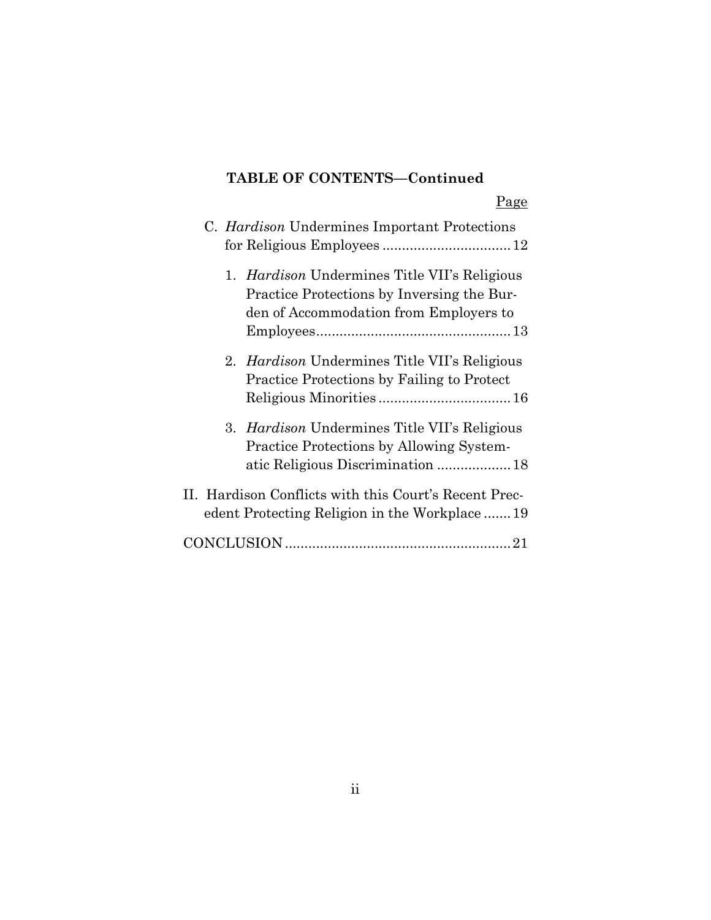**TABLE OF CONTENTS—Continued**

| | Page |
|---|---|
| C. *Hardison* Undermines Important Protections for Religious Employees | 12 |
| 1. *Hardison* Undermines Title VII's Religious Practice Protections by Inversing the Burden of Accommodation from Employers to Employees | 13 |
| 2. *Hardison* Undermines Title VII's Religious Practice Protections by Failing to Protect Religious Minorities | 16 |
| 3. *Hardison* Undermines Title VII's Religious Practice Protections by Allowing Systematic Religious Discrimination | 18 |
| II. Hardison Conflicts with this Court's Recent Precedent Protecting Religion in the Workplace | 19 |
| CONCLUSION | 21 |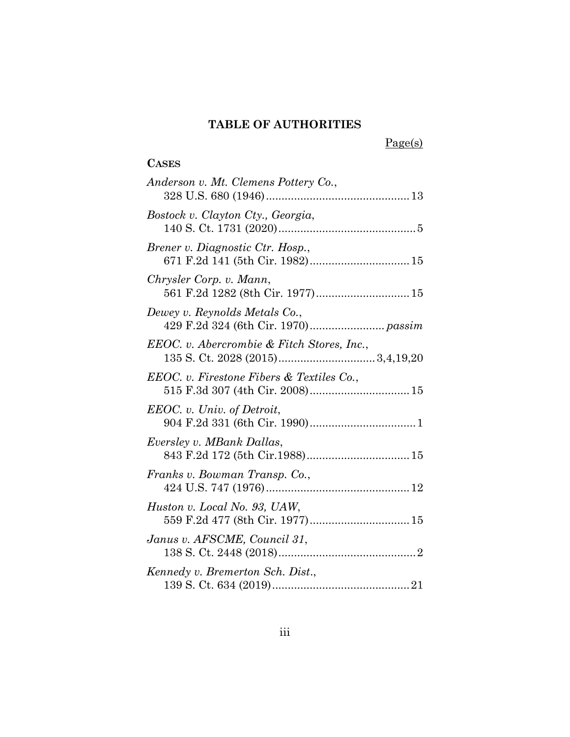## TABLE OF AUTHORITIES

Page(s)

**CASES**

*Anderson v. Mt. Clemens Pottery Co.*,
328 U.S. 680 (1946) .......................................... 13

*Bostock v. Clayton Cty., Georgia*,
140 S. Ct. 1731 (2020) .......................................... 5

*Brener v. Diagnostic Ctr. Hosp.*,
671 F.2d 141 (5th Cir. 1982) .......................................... 15

*Chrysler Corp. v. Mann*,
561 F.2d 1282 (8th Cir. 1977) .......................................... 15

*Dewey v. Reynolds Metals Co.*,
429 F.2d 324 (6th Cir. 1970) .......................................... *passim*

*EEOC. v. Abercrombie & Fitch Stores, Inc.*,
135 S. Ct. 2028 (2015) .......................................... 3,4,19,20

*EEOC. v. Firestone Fibers & Textiles Co.*,
515 F.3d 307 (4th Cir. 2008) .......................................... 15

*EEOC. v. Univ. of Detroit*,
904 F.2d 331 (6th Cir. 1990) .......................................... 1

*Eversley v. MBank Dallas*,
843 F.2d 172 (5th Cir.1988) .......................................... 15

*Franks v. Bowman Transp. Co.*,
424 U.S. 747 (1976) .......................................... 12

*Huston v. Local No. 93, UAW*,
559 F.2d 477 (8th Cir. 1977) .......................................... 15

*Janus v. AFSCME, Council 31*,
138 S. Ct. 2448 (2018) .......................................... 2

*Kennedy v. Bremerton Sch. Dist.*,
139 S. Ct. 634 (2019) .......................................... 21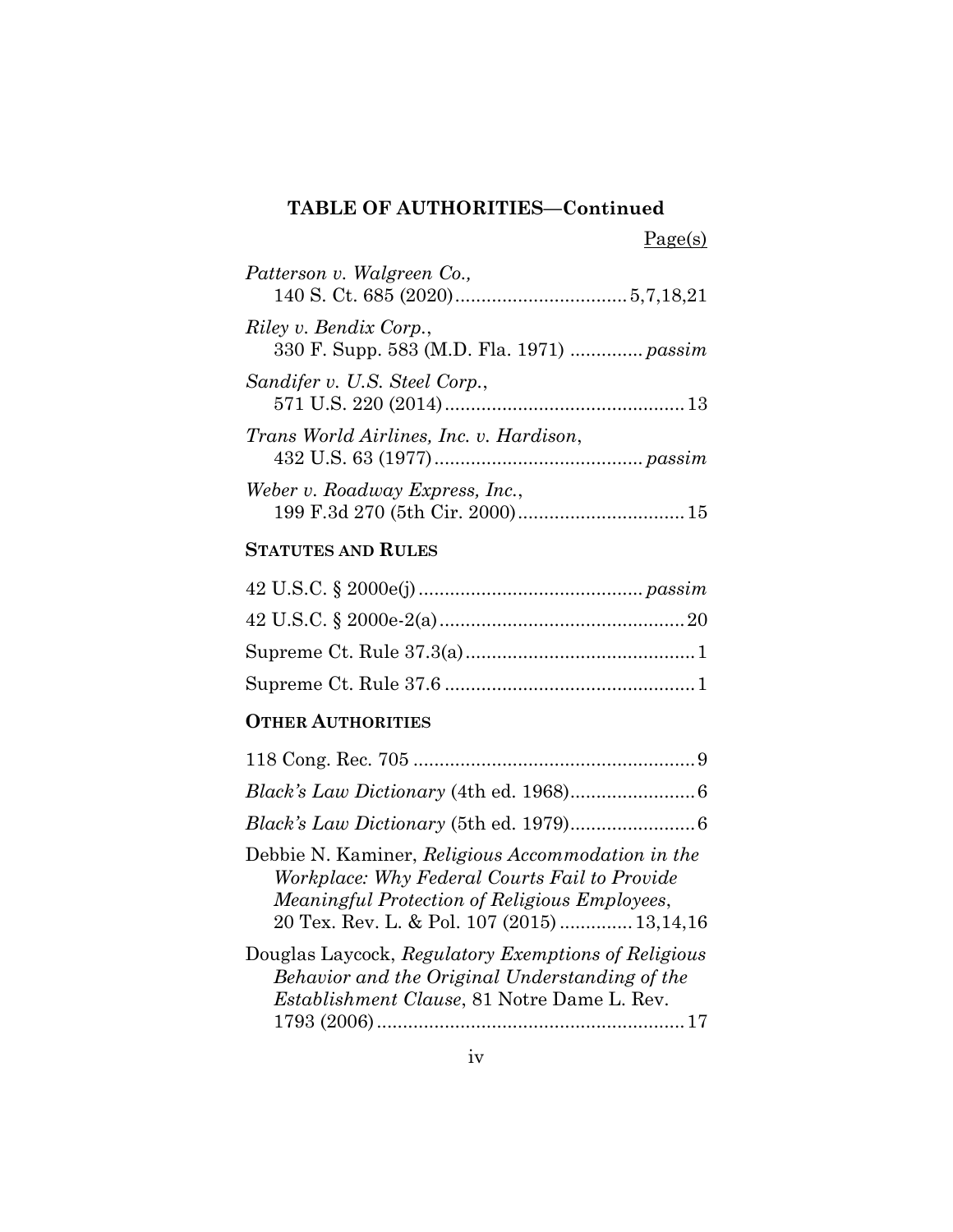**TABLE OF AUTHORITIES—Continued**

Page(s)

*Patterson v. Walgreen Co.*,
140 S. Ct. 685 (2020) ................................ 5,7,18,21

*Riley v. Bendix Corp.*,
330 F. Supp. 583 (M.D. Fla. 1971) .............. *passim*

*Sandifer v. U.S. Steel Corp.*,
571 U.S. 220 (2014) ............................................. 13

*Trans World Airlines, Inc. v. Hardison*,
432 U.S. 63 (1977) ....................................... *passim*

*Weber v. Roadway Express, Inc.*,
199 F.3d 270 (5th Cir. 2000) ................................ 15

**STATUTES AND RULES**

42 U.S.C. § 2000e(j) .......................................... *passim*

42 U.S.C. § 2000e-2(a) ............................................... 20

Supreme Ct. Rule 37.3(a) ............................................ 1

Supreme Ct. Rule 37.6 ................................................ 1

**OTHER AUTHORITIES**

118 Cong. Rec. 705 ...................................................... 9

*Black's Law Dictionary* (4th ed. 1968) ........................ 6

*Black's Law Dictionary* (5th ed. 1979) ........................ 6

Debbie N. Kaminer, *Religious Accommodation in the Workplace: Why Federal Courts Fail to Provide Meaningful Protection of Religious Employees*, 20 Tex. Rev. L. & Pol. 107 (2015) ............. 13,14,16

Douglas Laycock, *Regulatory Exemptions of Religious Behavior and the Original Understanding of the Establishment Clause*, 81 Notre Dame L. Rev. 1793 (2006) ........................................................... 17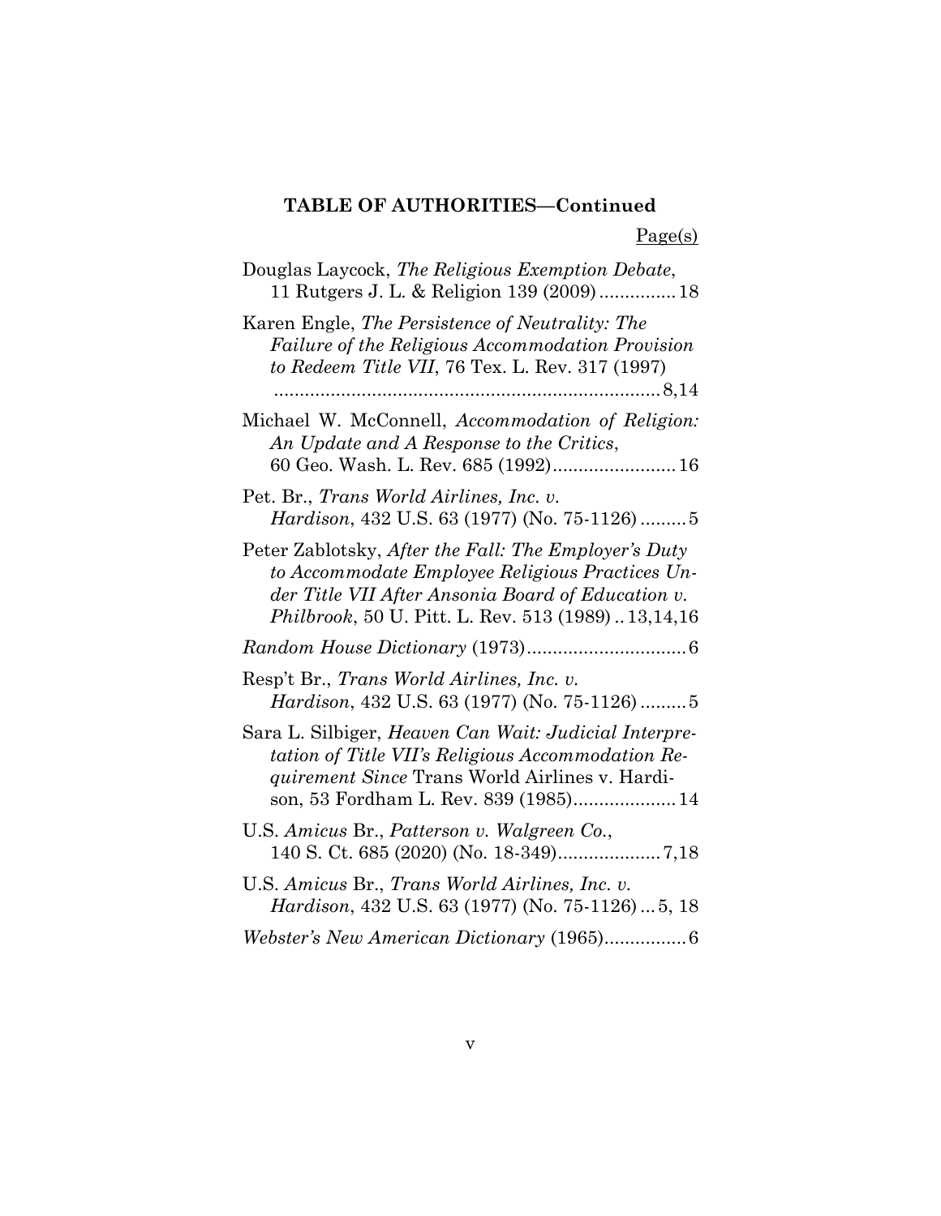**TABLE OF AUTHORITIES—Continued**

Page(s)

Douglas Laycock, *The Religious Exemption Debate*, 11 Rutgers J. L. & Religion 139 (2009) ............... 18

Karen Engle, *The Persistence of Neutrality: The Failure of the Religious Accommodation Provision to Redeem Title VII*, 76 Tex. L. Rev. 317 (1997) ........................................................................... 8,14

Michael W. McConnell, *Accommodation of Religion: An Update and A Response to the Critics*, 60 Geo. Wash. L. Rev. 685 (1992) ........................ 16

Pet. Br., *Trans World Airlines, Inc. v. Hardison*, 432 U.S. 63 (1977) (No. 75-1126) ......... 5

Peter Zablotsky, *After the Fall: The Employer's Duty to Accommodate Employee Religious Practices Under Title VII After Ansonia Board of Education v. Philbrook*, 50 U. Pitt. L. Rev. 513 (1989) .. 13,14,16

*Random House Dictionary* (1973) ............................... 6

Resp't Br., *Trans World Airlines, Inc. v. Hardison*, 432 U.S. 63 (1977) (No. 75-1126) ......... 5

Sara L. Silbiger, *Heaven Can Wait: Judicial Interpretation of Title VII's Religious Accommodation Requirement Since* Trans World Airlines v. Hardison, 53 Fordham L. Rev. 839 (1985).................... 14

U.S. *Amicus* Br., *Patterson v. Walgreen Co.*, 140 S. Ct. 685 (2020) (No. 18-349).................... 7,18

U.S. *Amicus* Br., *Trans World Airlines, Inc. v. Hardison*, 432 U.S. 63 (1977) (No. 75-1126) ... 5, 18

*Webster's New American Dictionary* (1965)................ 6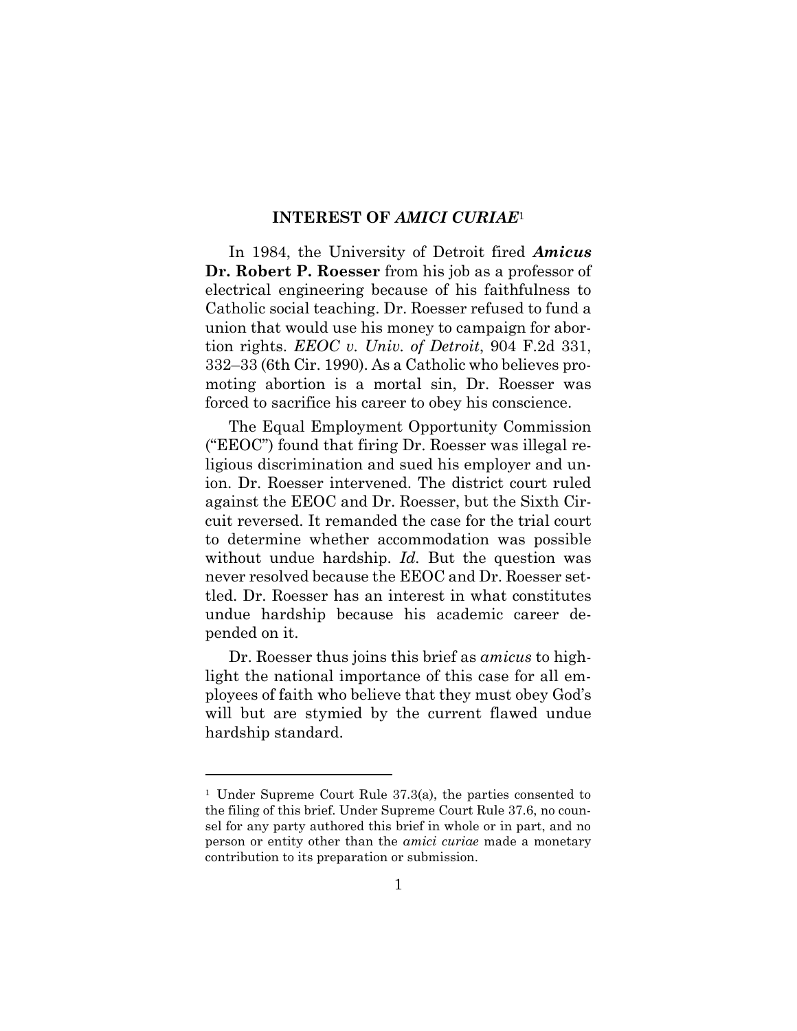## INTEREST OF *AMICI CURIAE*[1]

In 1984, the University of Detroit fired ***Amicus* Dr. Robert P. Roesser** from his job as a professor of electrical engineering because of his faithfulness to Catholic social teaching. Dr. Roesser refused to fund a union that would use his money to campaign for abortion rights. *EEOC v. Univ. of Detroit*, 904 F.2d 331, 332–33 (6th Cir. 1990). As a Catholic who believes promoting abortion is a mortal sin, Dr. Roesser was forced to sacrifice his career to obey his conscience.

The Equal Employment Opportunity Commission ("EEOC") found that firing Dr. Roesser was illegal religious discrimination and sued his employer and union. Dr. Roesser intervened. The district court ruled against the EEOC and Dr. Roesser, but the Sixth Circuit reversed. It remanded the case for the trial court to determine whether accommodation was possible without undue hardship. *Id.* But the question was never resolved because the EEOC and Dr. Roesser settled. Dr. Roesser has an interest in what constitutes undue hardship because his academic career depended on it.

Dr. Roesser thus joins this brief as *amicus* to highlight the national importance of this case for all employees of faith who believe that they must obey God's will but are stymied by the current flawed undue hardship standard.

---

[1] Under Supreme Court Rule 37.3(a), the parties consented to the filing of this brief. Under Supreme Court Rule 37.6, no counsel for any party authored this brief in whole or in part, and no person or entity other than the *amici curiae* made a monetary contribution to its preparation or submission.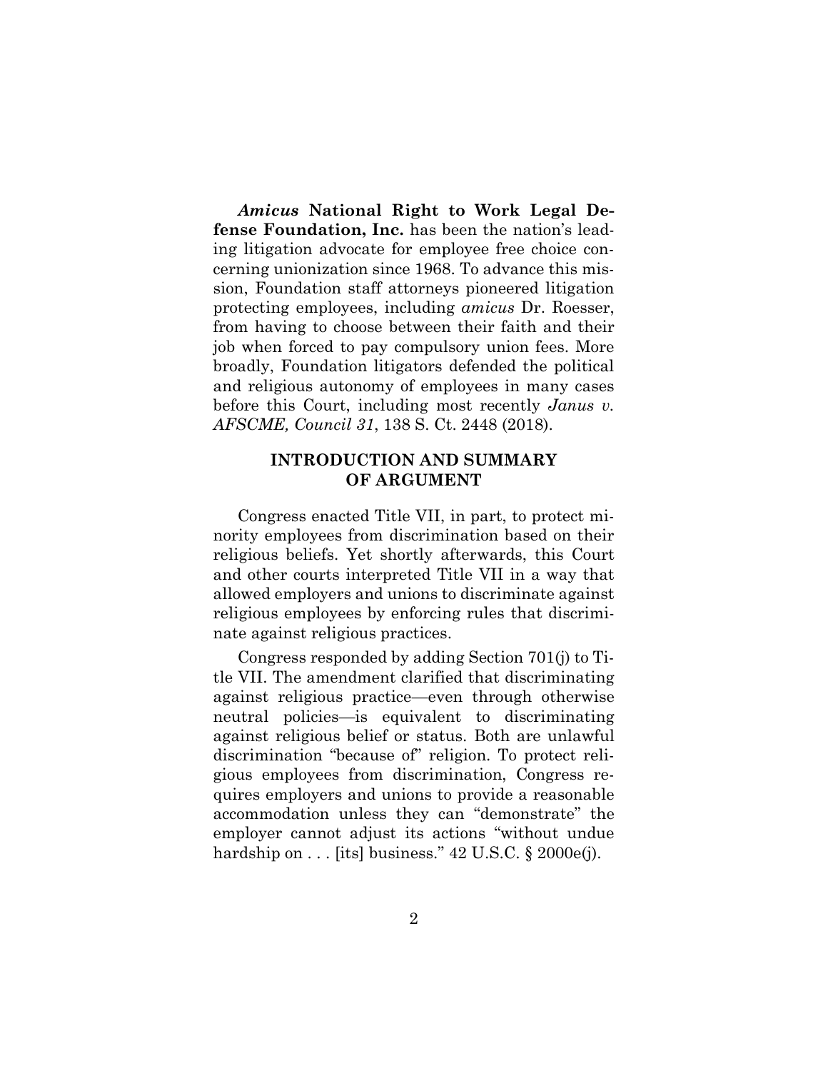*Amicus* **National Right to Work Legal Defense Foundation, Inc.** has been the nation's leading litigation advocate for employee free choice concerning unionization since 1968. To advance this mission, Foundation staff attorneys pioneered litigation protecting employees, including *amicus* Dr. Roesser, from having to choose between their faith and their job when forced to pay compulsory union fees. More broadly, Foundation litigators defended the political and religious autonomy of employees in many cases before this Court, including most recently *Janus v. AFSCME, Council 31*, 138 S. Ct. 2448 (2018).

## INTRODUCTION AND SUMMARY OF ARGUMENT

Congress enacted Title VII, in part, to protect minority employees from discrimination based on their religious beliefs. Yet shortly afterwards, this Court and other courts interpreted Title VII in a way that allowed employers and unions to discriminate against religious employees by enforcing rules that discriminate against religious practices.

Congress responded by adding Section 701(j) to Title VII. The amendment clarified that discriminating against religious practice—even through otherwise neutral policies—is equivalent to discriminating against religious belief or status. Both are unlawful discrimination "because of" religion. To protect religious employees from discrimination, Congress requires employers and unions to provide a reasonable accommodation unless they can "demonstrate" the employer cannot adjust its actions "without undue hardship on . . . [its] business." 42 U.S.C. § 2000e(j).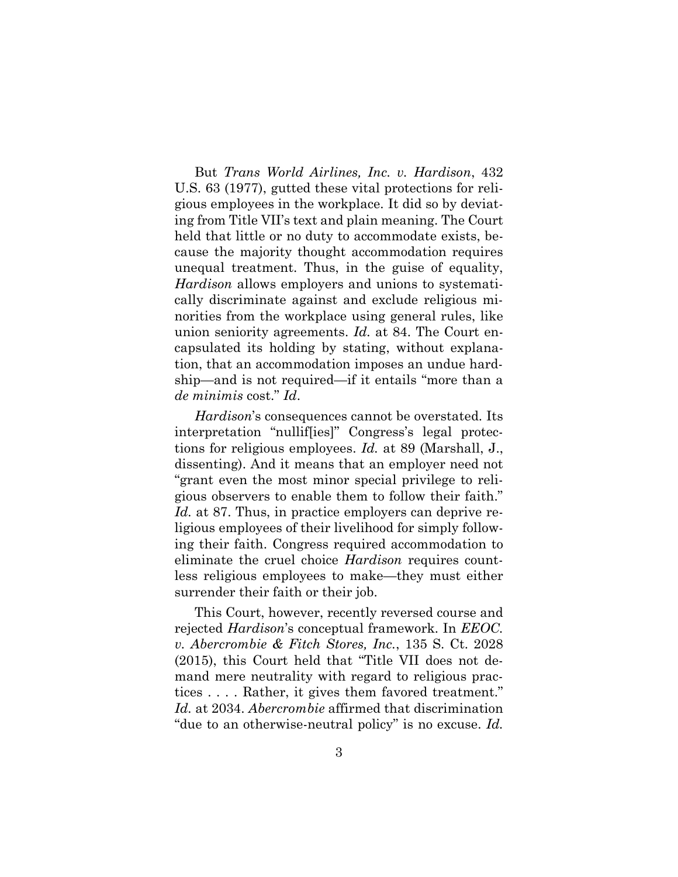But *Trans World Airlines, Inc. v. Hardison*, 432 U.S. 63 (1977), gutted these vital protections for religious employees in the workplace. It did so by deviating from Title VII's text and plain meaning. The Court held that little or no duty to accommodate exists, because the majority thought accommodation requires unequal treatment. Thus, in the guise of equality, *Hardison* allows employers and unions to systematically discriminate against and exclude religious minorities from the workplace using general rules, like union seniority agreements. *Id.* at 84. The Court encapsulated its holding by stating, without explanation, that an accommodation imposes an undue hardship—and is not required—if it entails "more than a *de minimis* cost." *Id*.

*Hardison*'s consequences cannot be overstated. Its interpretation "nullif[ies]" Congress's legal protections for religious employees. *Id.* at 89 (Marshall, J., dissenting). And it means that an employer need not "grant even the most minor special privilege to religious observers to enable them to follow their faith." *Id.* at 87. Thus, in practice employers can deprive religious employees of their livelihood for simply following their faith. Congress required accommodation to eliminate the cruel choice *Hardison* requires countless religious employees to make—they must either surrender their faith or their job.

This Court, however, recently reversed course and rejected *Hardison*'s conceptual framework. In *EEOC. v. Abercrombie & Fitch Stores, Inc.*, 135 S. Ct. 2028 (2015), this Court held that "Title VII does not demand mere neutrality with regard to religious practices . . . . Rather, it gives them favored treatment." *Id.* at 2034. *Abercrombie* affirmed that discrimination "due to an otherwise-neutral policy" is no excuse. *Id.*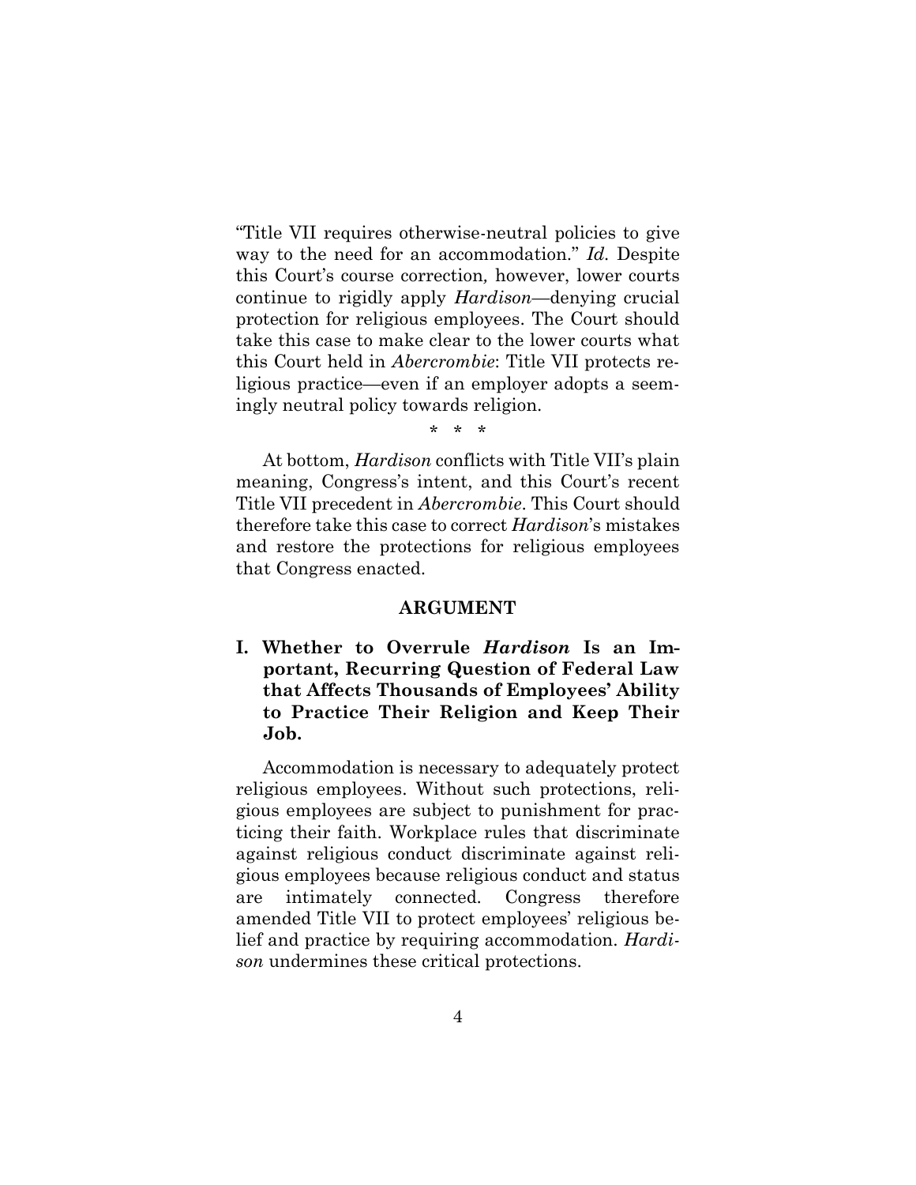"Title VII requires otherwise-neutral policies to give way to the need for an accommodation." *Id.* Despite this Court's course correction, however, lower courts continue to rigidly apply *Hardison*—denying crucial protection for religious employees. The Court should take this case to make clear to the lower courts what this Court held in *Abercrombie*: Title VII protects religious practice—even if an employer adopts a seemingly neutral policy towards religion.

\* \* \*

At bottom, *Hardison* conflicts with Title VII's plain meaning, Congress's intent, and this Court's recent Title VII precedent in *Abercrombie*. This Court should therefore take this case to correct *Hardison*'s mistakes and restore the protections for religious employees that Congress enacted.

## ARGUMENT

### I. Whether to Overrule *Hardison* Is an Important, Recurring Question of Federal Law that Affects Thousands of Employees' Ability to Practice Their Religion and Keep Their Job.

Accommodation is necessary to adequately protect religious employees. Without such protections, religious employees are subject to punishment for practicing their faith. Workplace rules that discriminate against religious conduct discriminate against religious employees because religious conduct and status are intimately connected. Congress therefore amended Title VII to protect employees' religious belief and practice by requiring accommodation. *Hardison* undermines these critical protections.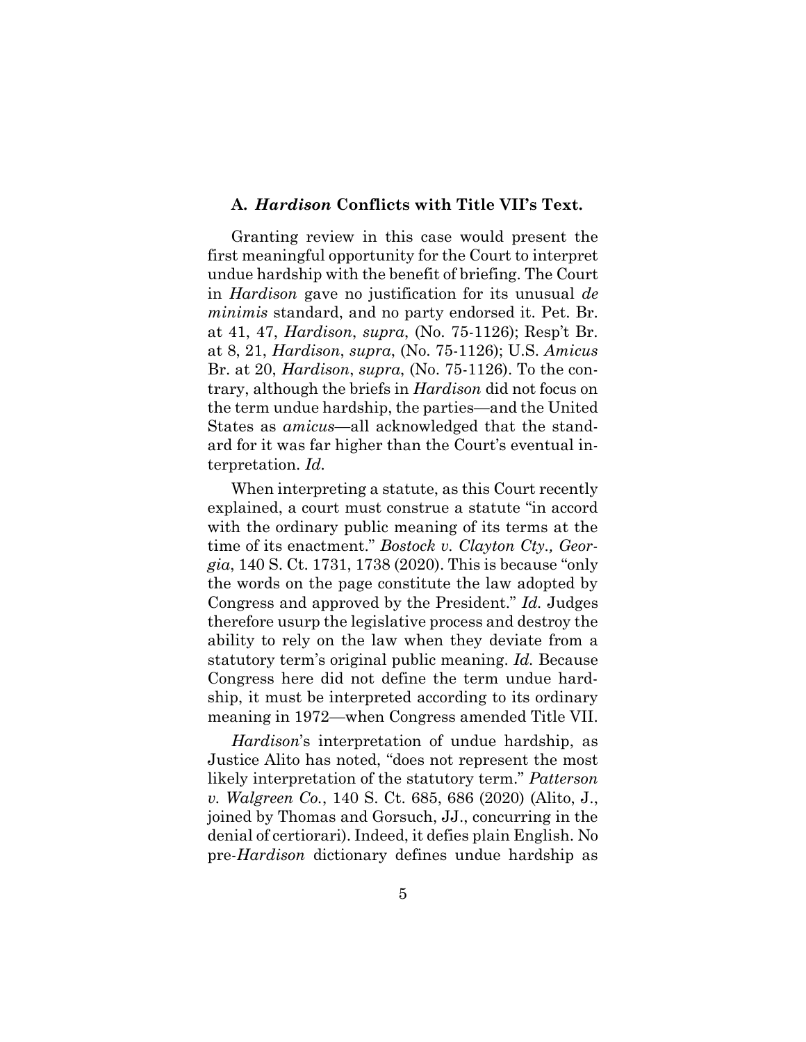### A. *Hardison* Conflicts with Title VII's Text.

Granting review in this case would present the first meaningful opportunity for the Court to interpret undue hardship with the benefit of briefing. The Court in *Hardison* gave no justification for its unusual *de minimis* standard, and no party endorsed it. Pet. Br. at 41, 47, *Hardison*, *supra*, (No. 75-1126); Resp't Br. at 8, 21, *Hardison*, *supra*, (No. 75-1126); U.S. *Amicus* Br. at 20, *Hardison*, *supra*, (No. 75-1126). To the contrary, although the briefs in *Hardison* did not focus on the term undue hardship, the parties—and the United States as *amicus*—all acknowledged that the standard for it was far higher than the Court's eventual interpretation. *Id.*

When interpreting a statute, as this Court recently explained, a court must construe a statute "in accord with the ordinary public meaning of its terms at the time of its enactment." *Bostock v. Clayton Cty., Georgia*, 140 S. Ct. 1731, 1738 (2020). This is because "only the words on the page constitute the law adopted by Congress and approved by the President." *Id.* Judges therefore usurp the legislative process and destroy the ability to rely on the law when they deviate from a statutory term's original public meaning. *Id.* Because Congress here did not define the term undue hardship, it must be interpreted according to its ordinary meaning in 1972—when Congress amended Title VII.

*Hardison*'s interpretation of undue hardship, as Justice Alito has noted, "does not represent the most likely interpretation of the statutory term." *Patterson v. Walgreen Co.*, 140 S. Ct. 685, 686 (2020) (Alito, J., joined by Thomas and Gorsuch, JJ., concurring in the denial of certiorari). Indeed, it defies plain English. No pre-*Hardison* dictionary defines undue hardship as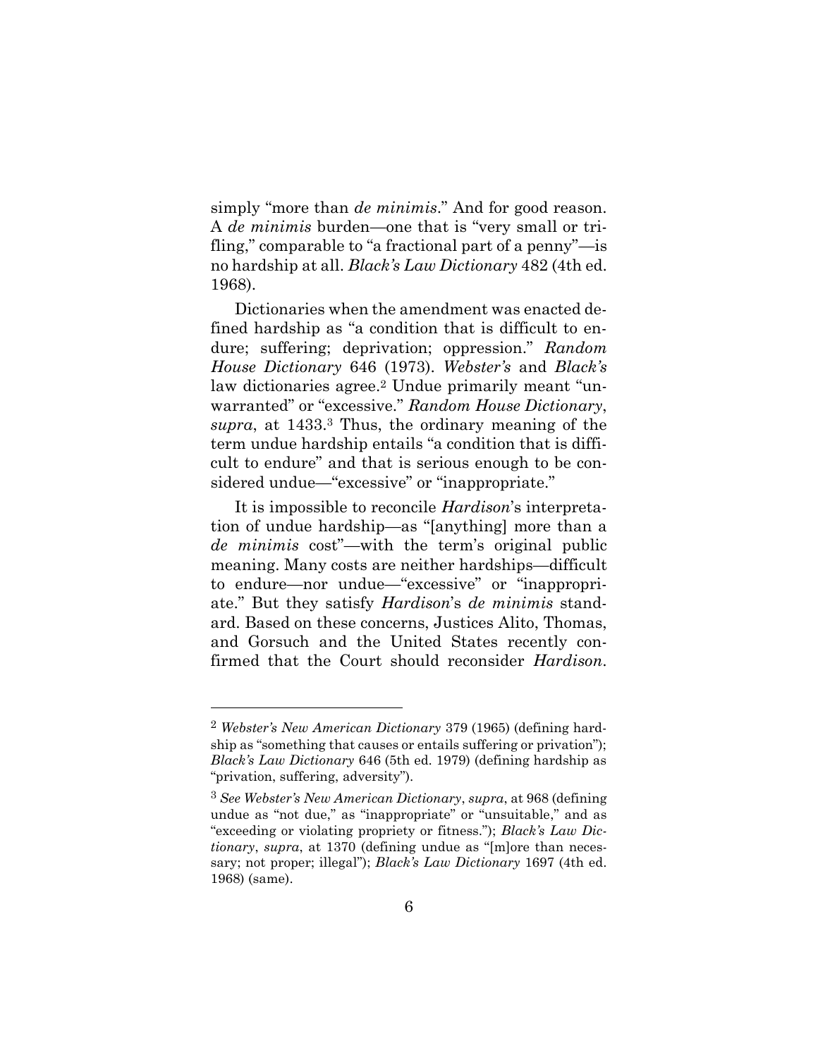simply "more than *de minimis*." And for good reason. A *de minimis* burden—one that is "very small or trifling," comparable to "a fractional part of a penny"—is no hardship at all. *Black's Law Dictionary* 482 (4th ed. 1968).

Dictionaries when the amendment was enacted defined hardship as "a condition that is difficult to endure; suffering; deprivation; oppression." *Random House Dictionary* 646 (1973). *Webster's* and *Black's* law dictionaries agree.[2] Undue primarily meant "unwarranted" or "excessive." *Random House Dictionary*, *supra*, at 1433.[3] Thus, the ordinary meaning of the term undue hardship entails "a condition that is difficult to endure" and that is serious enough to be considered undue—"excessive" or "inappropriate."

It is impossible to reconcile *Hardison*'s interpretation of undue hardship—as "[anything] more than a *de minimis* cost"—with the term's original public meaning. Many costs are neither hardships—difficult to endure—nor undue—"excessive" or "inappropriate." But they satisfy *Hardison*'s *de minimis* standard. Based on these concerns, Justices Alito, Thomas, and Gorsuch and the United States recently confirmed that the Court should reconsider *Hardison*.

---

[2] *Webster's New American Dictionary* 379 (1965) (defining hardship as "something that causes or entails suffering or privation"); *Black's Law Dictionary* 646 (5th ed. 1979) (defining hardship as "privation, suffering, adversity").

[3] *See Webster's New American Dictionary*, *supra*, at 968 (defining undue as "not due," as "inappropriate" or "unsuitable," and as "exceeding or violating propriety or fitness."); *Black's Law Dictionary*, *supra*, at 1370 (defining undue as "[m]ore than necessary; not proper; illegal"); *Black's Law Dictionary* 1697 (4th ed. 1968) (same).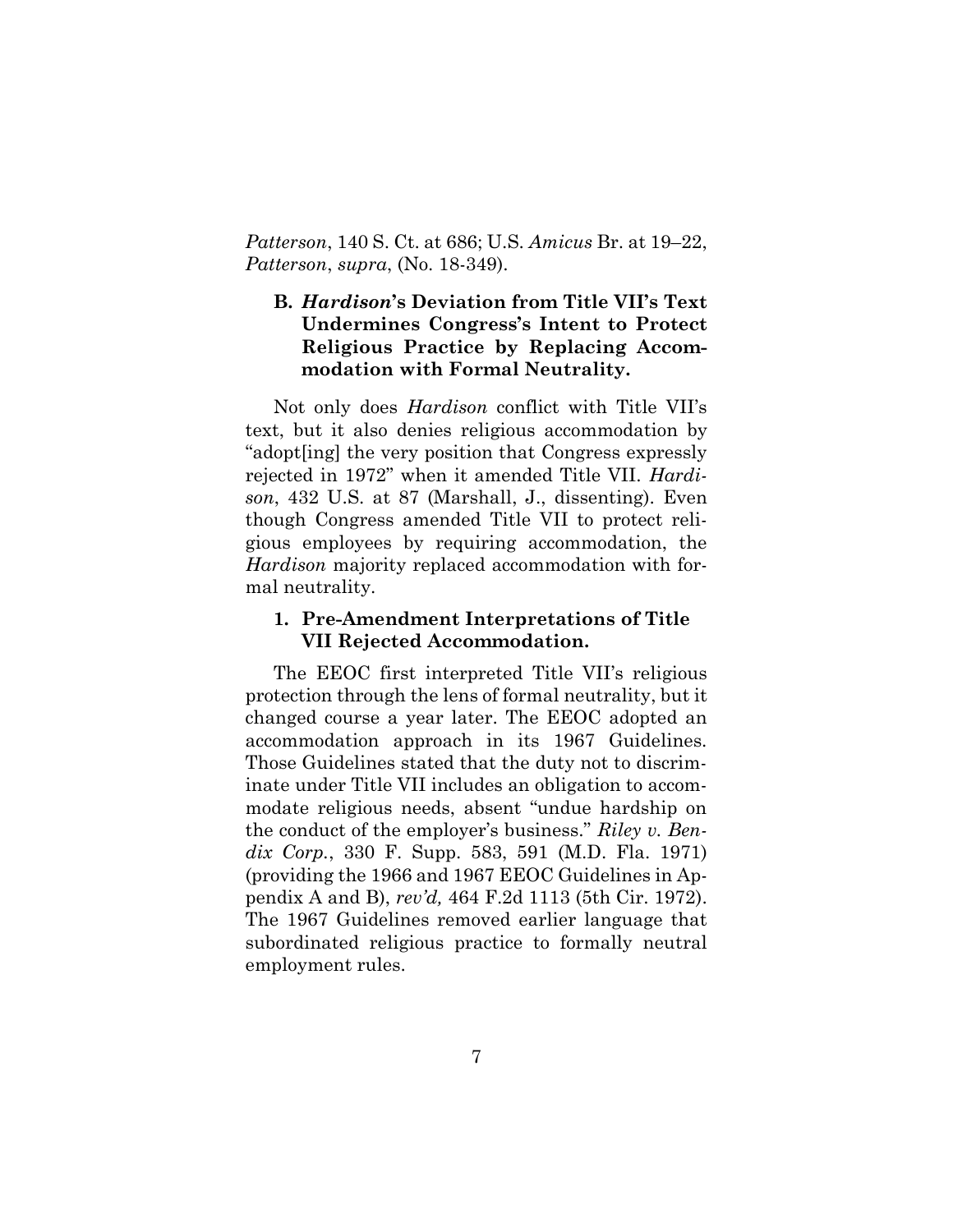*Patterson*, 140 S. Ct. at 686; U.S. *Amicus* Br. at 19–22, *Patterson*, *supra*, (No. 18-349).

### B. *Hardison*'s Deviation from Title VII's Text Undermines Congress's Intent to Protect Religious Practice by Replacing Accommodation with Formal Neutrality.

Not only does *Hardison* conflict with Title VII's text, but it also denies religious accommodation by "adopt[ing] the very position that Congress expressly rejected in 1972" when it amended Title VII. *Hardison*, 432 U.S. at 87 (Marshall, J., dissenting). Even though Congress amended Title VII to protect religious employees by requiring accommodation, the *Hardison* majority replaced accommodation with formal neutrality.

#### 1. Pre-Amendment Interpretations of Title VII Rejected Accommodation.

The EEOC first interpreted Title VII's religious protection through the lens of formal neutrality, but it changed course a year later. The EEOC adopted an accommodation approach in its 1967 Guidelines. Those Guidelines stated that the duty not to discriminate under Title VII includes an obligation to accommodate religious needs, absent "undue hardship on the conduct of the employer's business." *Riley v. Bendix Corp.*, 330 F. Supp. 583, 591 (M.D. Fla. 1971) (providing the 1966 and 1967 EEOC Guidelines in Appendix A and B), *rev'd,* 464 F.2d 1113 (5th Cir. 1972). The 1967 Guidelines removed earlier language that subordinated religious practice to formally neutral employment rules.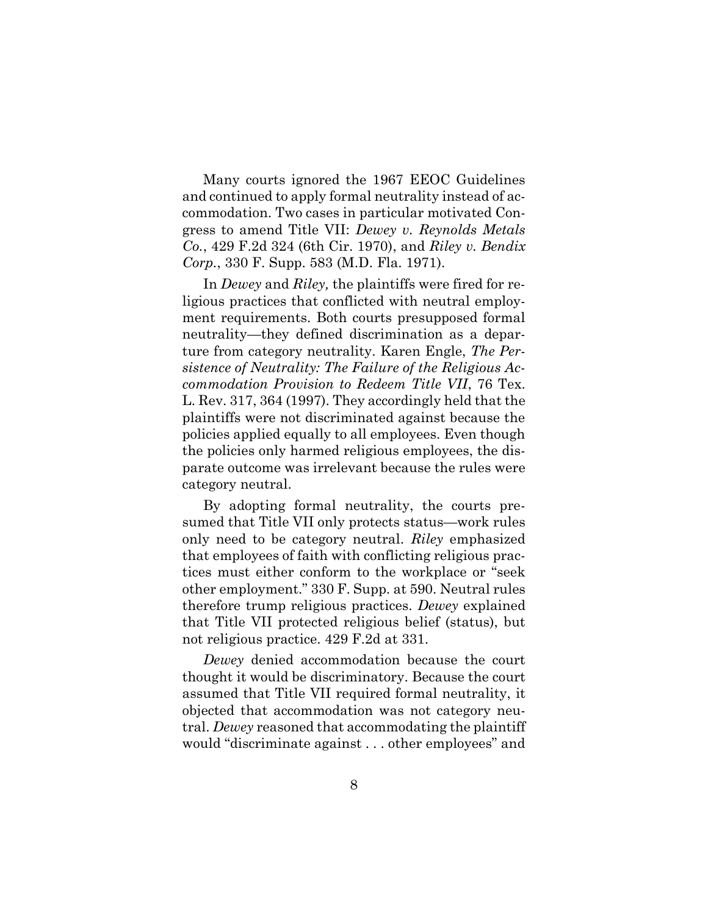Many courts ignored the 1967 EEOC Guidelines and continued to apply formal neutrality instead of accommodation. Two cases in particular motivated Congress to amend Title VII: *Dewey v. Reynolds Metals Co.*, 429 F.2d 324 (6th Cir. 1970), and *Riley v. Bendix Corp.*, 330 F. Supp. 583 (M.D. Fla. 1971).

In *Dewey* and *Riley,* the plaintiffs were fired for religious practices that conflicted with neutral employment requirements. Both courts presupposed formal neutrality—they defined discrimination as a departure from category neutrality. Karen Engle, *The Persistence of Neutrality: The Failure of the Religious Accommodation Provision to Redeem Title VII*, 76 Tex. L. Rev. 317, 364 (1997). They accordingly held that the plaintiffs were not discriminated against because the policies applied equally to all employees. Even though the policies only harmed religious employees, the disparate outcome was irrelevant because the rules were category neutral.

By adopting formal neutrality, the courts presumed that Title VII only protects status—work rules only need to be category neutral. *Riley* emphasized that employees of faith with conflicting religious practices must either conform to the workplace or "seek other employment." 330 F. Supp. at 590. Neutral rules therefore trump religious practices. *Dewey* explained that Title VII protected religious belief (status), but not religious practice. 429 F.2d at 331.

*Dewey* denied accommodation because the court thought it would be discriminatory. Because the court assumed that Title VII required formal neutrality, it objected that accommodation was not category neutral. *Dewey* reasoned that accommodating the plaintiff would "discriminate against . . . other employees" and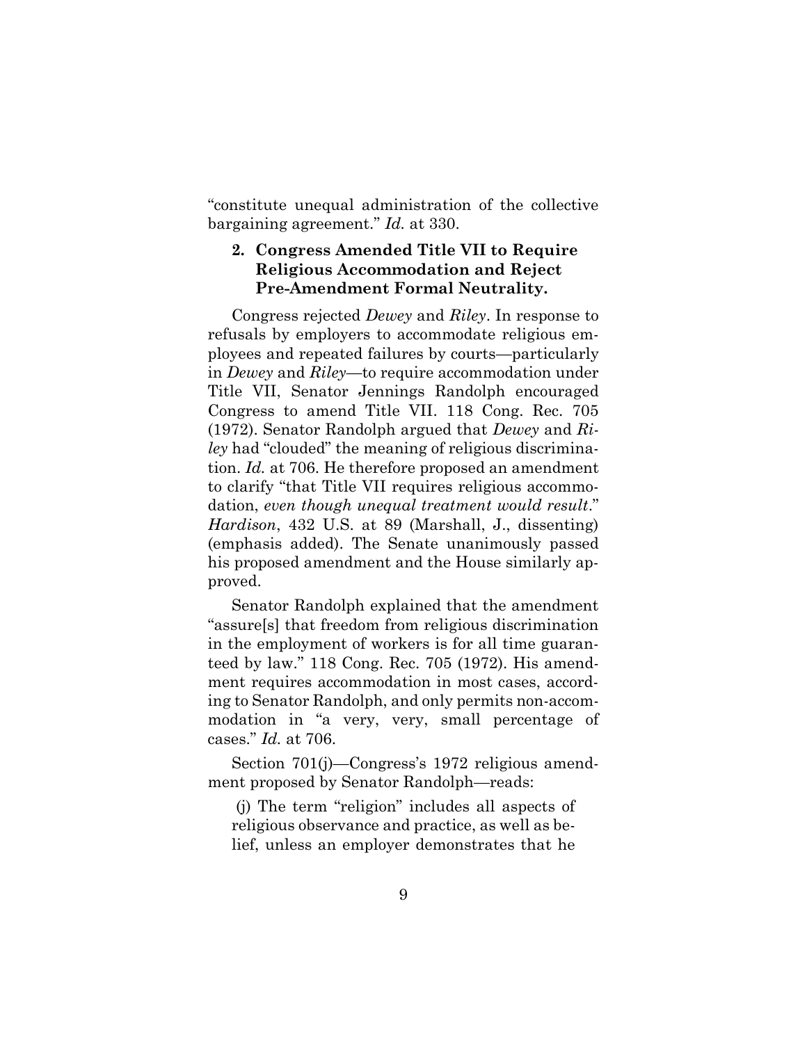"constitute unequal administration of the collective bargaining agreement." *Id.* at 330.

### 2. Congress Amended Title VII to Require Religious Accommodation and Reject Pre-Amendment Formal Neutrality.

Congress rejected *Dewey* and *Riley*. In response to refusals by employers to accommodate religious employees and repeated failures by courts—particularly in *Dewey* and *Riley*—to require accommodation under Title VII, Senator Jennings Randolph encouraged Congress to amend Title VII. 118 Cong. Rec. 705 (1972). Senator Randolph argued that *Dewey* and *Riley* had "clouded" the meaning of religious discrimination. *Id.* at 706. He therefore proposed an amendment to clarify "that Title VII requires religious accommodation, *even though unequal treatment would result*." *Hardison*, 432 U.S. at 89 (Marshall, J., dissenting) (emphasis added). The Senate unanimously passed his proposed amendment and the House similarly approved.

Senator Randolph explained that the amendment "assure[s] that freedom from religious discrimination in the employment of workers is for all time guaranteed by law." 118 Cong. Rec. 705 (1972). His amendment requires accommodation in most cases, according to Senator Randolph, and only permits non-accommodation in "a very, very, small percentage of cases." *Id.* at 706.

Section 701(j)—Congress's 1972 religious amendment proposed by Senator Randolph—reads:

> (j) The term "religion" includes all aspects of religious observance and practice, as well as belief, unless an employer demonstrates that he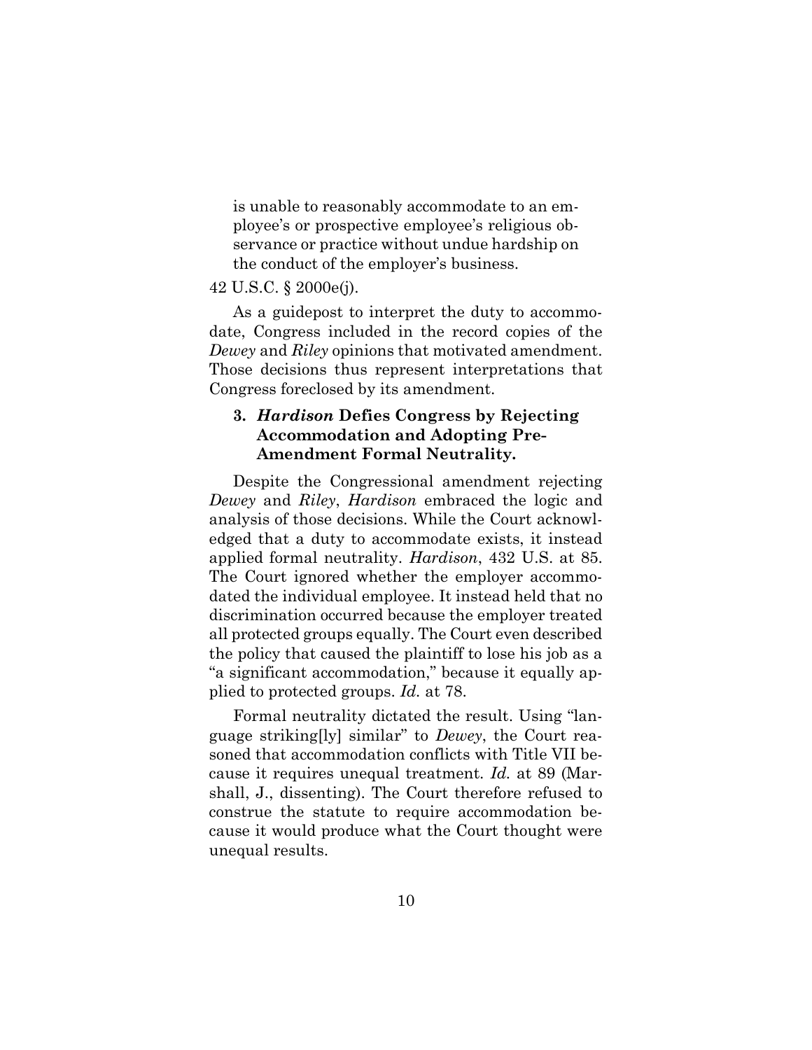> is unable to reasonably accommodate to an employee's or prospective employee's religious observance or practice without undue hardship on the conduct of the employer's business.

42 U.S.C. § 2000e(j).

As a guidepost to interpret the duty to accommodate, Congress included in the record copies of the *Dewey* and *Riley* opinions that motivated amendment. Those decisions thus represent interpretations that Congress foreclosed by its amendment.

### 3. *Hardison* Defies Congress by Rejecting Accommodation and Adopting Pre-Amendment Formal Neutrality.

Despite the Congressional amendment rejecting *Dewey* and *Riley*, *Hardison* embraced the logic and analysis of those decisions. While the Court acknowledged that a duty to accommodate exists, it instead applied formal neutrality. *Hardison*, 432 U.S. at 85. The Court ignored whether the employer accommodated the individual employee. It instead held that no discrimination occurred because the employer treated all protected groups equally. The Court even described the policy that caused the plaintiff to lose his job as "a significant accommodation," because it equally applied to protected groups. *Id.* at 78.

Formal neutrality dictated the result. Using "language striking[ly] similar" to *Dewey*, the Court reasoned that accommodation conflicts with Title VII because it requires unequal treatment. *Id.* at 89 (Marshall, J., dissenting). The Court therefore refused to construe the statute to require accommodation because it would produce what the Court thought were unequal results.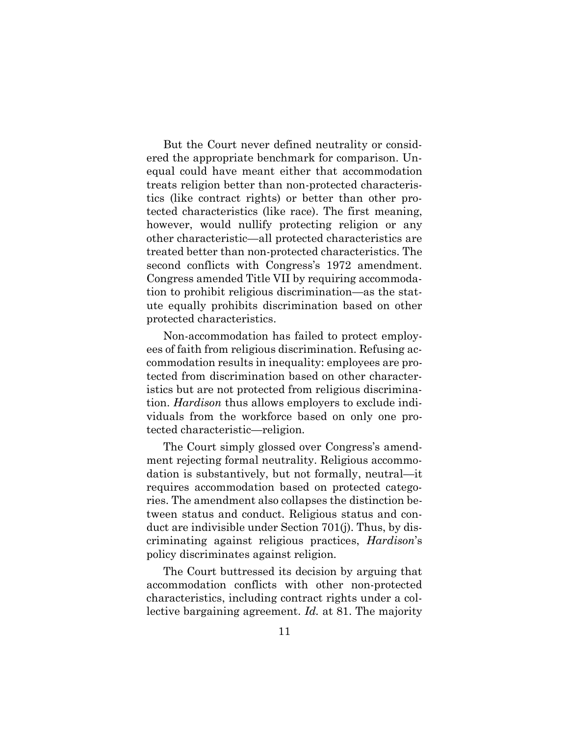But the Court never defined neutrality or considered the appropriate benchmark for comparison. Unequal could have meant either that accommodation treats religion better than non-protected characteristics (like contract rights) or better than other protected characteristics (like race). The first meaning, however, would nullify protecting religion or any other characteristic—all protected characteristics are treated better than non-protected characteristics. The second conflicts with Congress's 1972 amendment. Congress amended Title VII by requiring accommodation to prohibit religious discrimination—as the statute equally prohibits discrimination based on other protected characteristics.

Non-accommodation has failed to protect employees of faith from religious discrimination. Refusing accommodation results in inequality: employees are protected from discrimination based on other characteristics but are not protected from religious discrimination. *Hardison* thus allows employers to exclude individuals from the workforce based on only one protected characteristic—religion.

The Court simply glossed over Congress's amendment rejecting formal neutrality. Religious accommodation is substantively, but not formally, neutral—it requires accommodation based on protected categories. The amendment also collapses the distinction between status and conduct. Religious status and conduct are indivisible under Section 701(j). Thus, by discriminating against religious practices, *Hardison*'s policy discriminates against religion.

The Court buttressed its decision by arguing that accommodation conflicts with other non-protected characteristics, including contract rights under a collective bargaining agreement. *Id.* at 81. The majority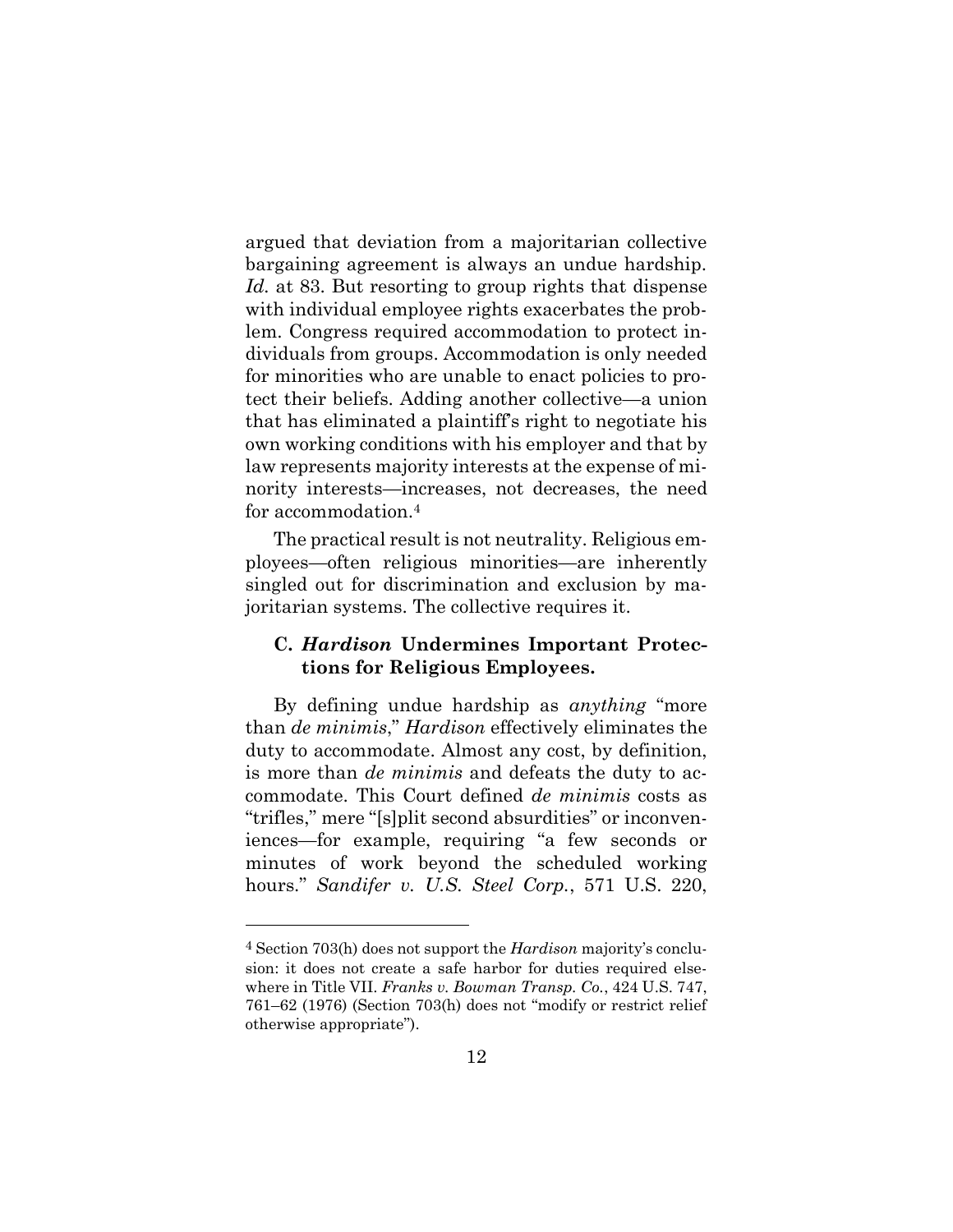argued that deviation from a majoritarian collective bargaining agreement is always an undue hardship. *Id.* at 83. But resorting to group rights that dispense with individual employee rights exacerbates the problem. Congress required accommodation to protect individuals from groups. Accommodation is only needed for minorities who are unable to enact policies to protect their beliefs. Adding another collective—a union that has eliminated a plaintiff's right to negotiate his own working conditions with his employer and that by law represents majority interests at the expense of minority interests—increases, not decreases, the need for accommodation.[4]

The practical result is not neutrality. Religious employees—often religious minorities—are inherently singled out for discrimination and exclusion by majoritarian systems. The collective requires it.

### C. *Hardison* Undermines Important Protections for Religious Employees.

By defining undue hardship as *anything* "more than *de minimis*," *Hardison* effectively eliminates the duty to accommodate. Almost any cost, by definition, is more than *de minimis* and defeats the duty to accommodate. This Court defined *de minimis* costs as "trifles," mere "[s]plit second absurdities" or inconveniences—for example, requiring "a few seconds or minutes of work beyond the scheduled working hours." *Sandifer v. U.S. Steel Corp.*, 571 U.S. 220,

---

[4] Section 703(h) does not support the *Hardison* majority's conclusion: it does not create a safe harbor for duties required elsewhere in Title VII. *Franks v. Bowman Transp. Co.*, 424 U.S. 747, 761–62 (1976) (Section 703(h) does not "modify or restrict relief otherwise appropriate").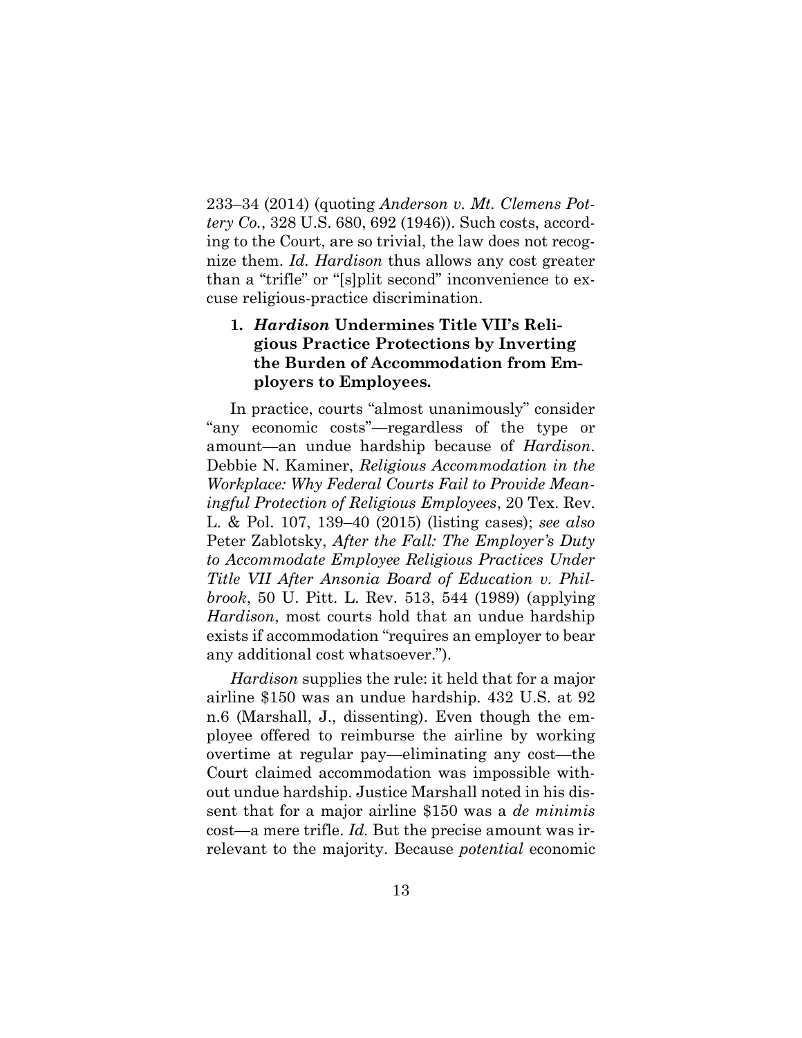233–34 (2014) (quoting *Anderson v. Mt. Clemens Pottery Co.*, 328 U.S. 680, 692 (1946)). Such costs, according to the Court, are so trivial, the law does not recognize them. *Id. Hardison* thus allows any cost greater than a "trifle" or "[s]plit second" inconvenience to excuse religious-practice discrimination.

### 1. *Hardison* Undermines Title VII's Religious Practice Protections by Inverting the Burden of Accommodation from Employers to Employees.

In practice, courts "almost unanimously" consider "any economic costs"—regardless of the type or amount—an undue hardship because of *Hardison*. Debbie N. Kaminer, *Religious Accommodation in the Workplace: Why Federal Courts Fail to Provide Meaningful Protection of Religious Employees*, 20 Tex. Rev. L. & Pol. 107, 139–40 (2015) (listing cases); *see also* Peter Zablotsky, *After the Fall: The Employer's Duty to Accommodate Employee Religious Practices Under Title VII After Ansonia Board of Education v. Philbrook*, 50 U. Pitt. L. Rev. 513, 544 (1989) (applying *Hardison*, most courts hold that an undue hardship exists if accommodation "requires an employer to bear any additional cost whatsoever.").

*Hardison* supplies the rule: it held that for a major airline $150 was an undue hardship. 432 U.S. at 92 n.6 (Marshall, J., dissenting). Even though the employee offered to reimburse the airline by working overtime at regular pay—eliminating any cost—the Court claimed accommodation was impossible without undue hardship. Justice Marshall noted in his dissent that for a major airline $150 was a *de minimis* cost—a mere trifle. *Id.* But the precise amount was irrelevant to the majority. Because *potential* economic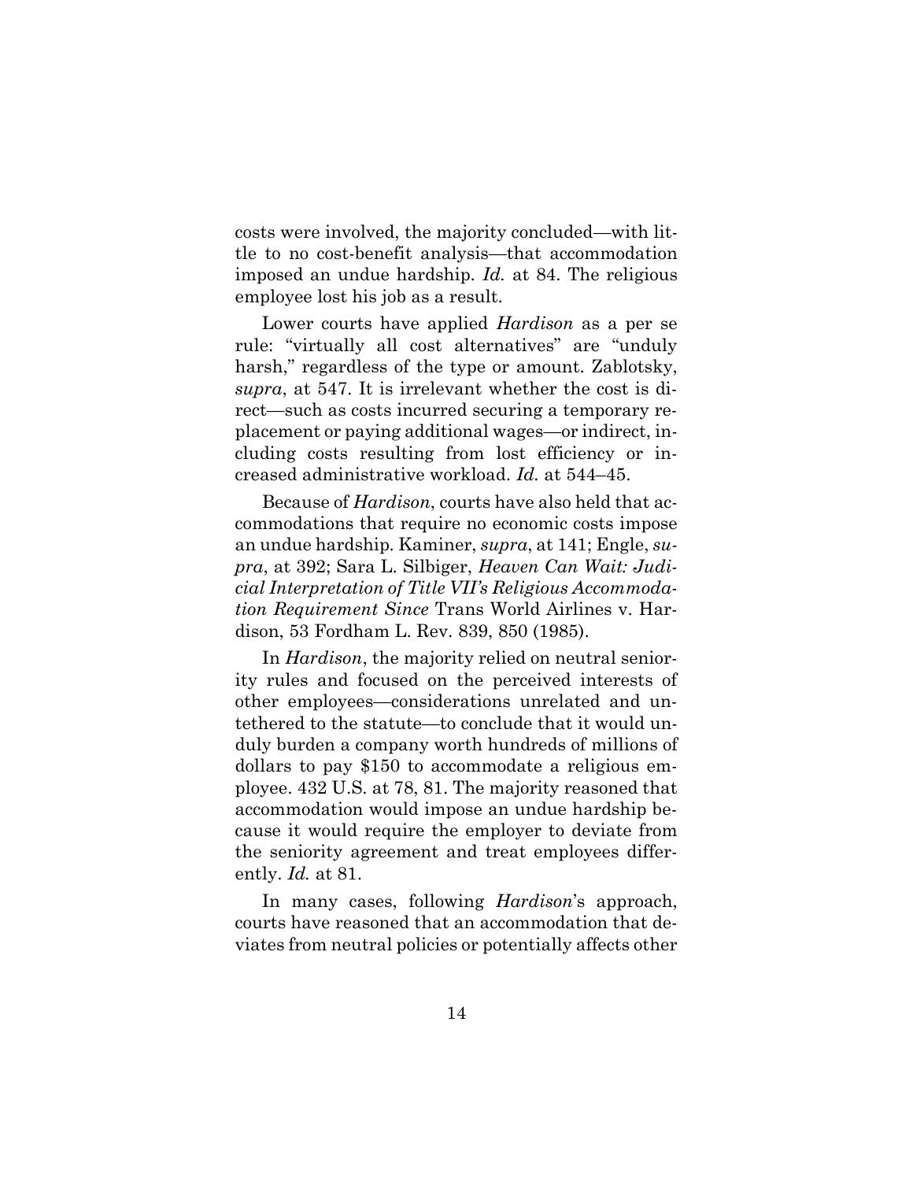costs were involved, the majority concluded—with little to no cost-benefit analysis—that accommodation imposed an undue hardship. *Id.* at 84. The religious employee lost his job as a result.

Lower courts have applied *Hardison* as a per se rule: "virtually all cost alternatives" are "unduly harsh," regardless of the type or amount. Zablotsky, *supra*, at 547. It is irrelevant whether the cost is direct—such as costs incurred securing a temporary replacement or paying additional wages—or indirect, including costs resulting from lost efficiency or increased administrative workload. *Id.* at 544–45.

Because of *Hardison*, courts have also held that accommodations that require no economic costs impose an undue hardship. Kaminer, *supra*, at 141; Engle, *supra*, at 392; Sara L. Silbiger, *Heaven Can Wait: Judicial Interpretation of Title VII's Religious Accommodation Requirement Since* Trans World Airlines v. Hardison, 53 Fordham L. Rev. 839, 850 (1985).

In *Hardison*, the majority relied on neutral seniority rules and focused on the perceived interests of other employees—considerations unrelated and untethered to the statute—to conclude that it would unduly burden a company worth hundreds of millions of dollars to pay $150 to accommodate a religious employee. 432 U.S. at 78, 81. The majority reasoned that accommodation would impose an undue hardship because it would require the employer to deviate from the seniority agreement and treat employees differently. *Id.* at 81.

In many cases, following *Hardison*'s approach, courts have reasoned that an accommodation that deviates from neutral policies or potentially affects other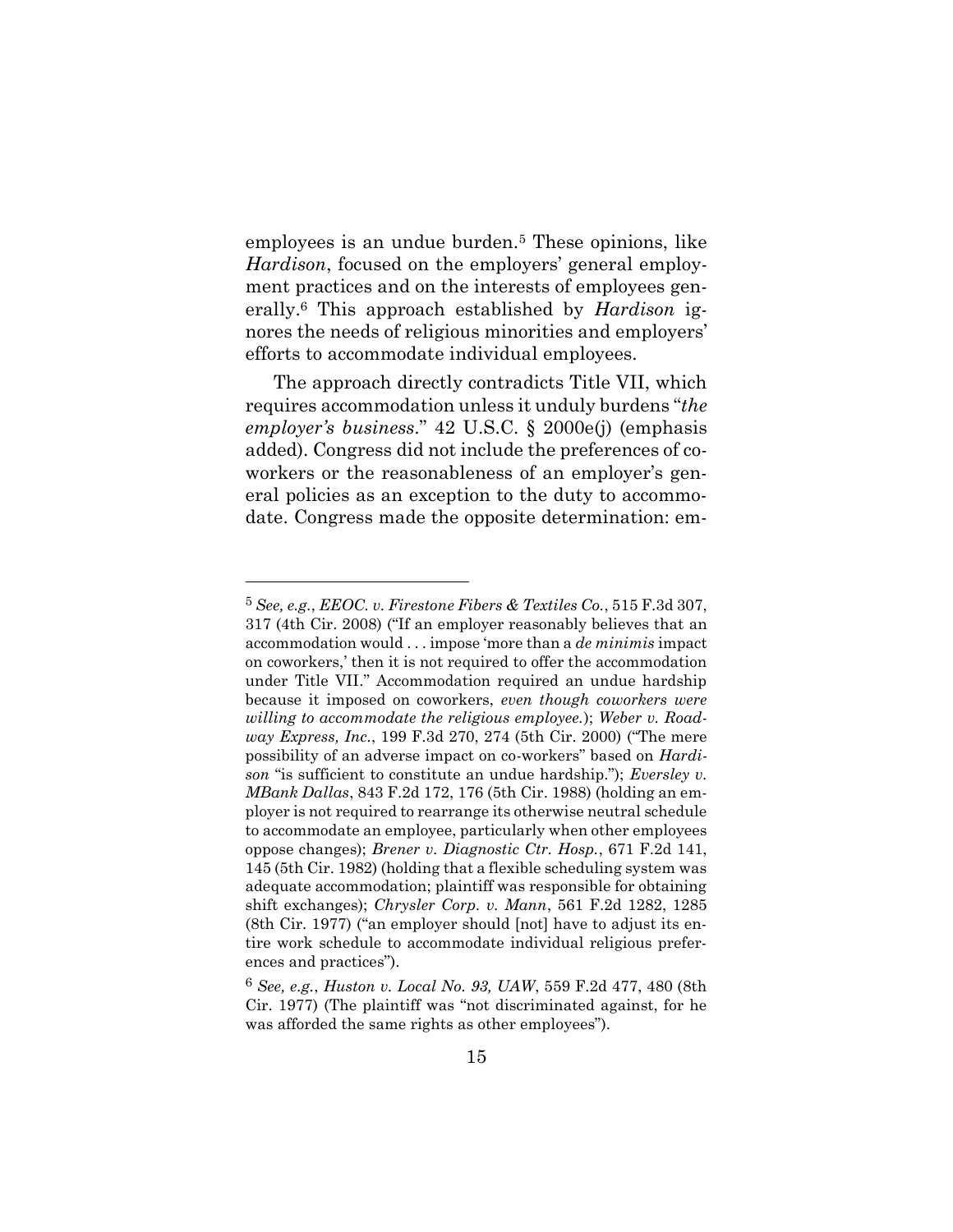employees is an undue burden.[5] These opinions, like *Hardison*, focused on the employers' general employment practices and on the interests of employees generally.[6] This approach established by *Hardison* ignores the needs of religious minorities and employers' efforts to accommodate individual employees.

The approach directly contradicts Title VII, which requires accommodation unless it unduly burdens "*the employer's business*." 42 U.S.C. § 2000e(j) (emphasis added). Congress did not include the preferences of coworkers or the reasonableness of an employer's general policies as an exception to the duty to accommodate. Congress made the opposite determination: em-

---

[5] *See, e.g.*, *EEOC. v. Firestone Fibers & Textiles Co.*, 515 F.3d 307, 317 (4th Cir. 2008) ("If an employer reasonably believes that an accommodation would . . . impose 'more than a *de minimis* impact on coworkers,' then it is not required to offer the accommodation under Title VII." Accommodation required an undue hardship because it imposed on coworkers, *even though coworkers were willing to accommodate the religious employee.*); *Weber v. Roadway Express, Inc.*, 199 F.3d 270, 274 (5th Cir. 2000) ("The mere possibility of an adverse impact on co-workers" based on *Hardison* "is sufficient to constitute an undue hardship."); *Eversley v. MBank Dallas*, 843 F.2d 172, 176 (5th Cir. 1988) (holding an employer is not required to rearrange its otherwise neutral schedule to accommodate an employee, particularly when other employees oppose changes); *Brener v. Diagnostic Ctr. Hosp.*, 671 F.2d 141, 145 (5th Cir. 1982) (holding that a flexible scheduling system was adequate accommodation; plaintiff was responsible for obtaining shift exchanges); *Chrysler Corp. v. Mann*, 561 F.2d 1282, 1285 (8th Cir. 1977) ("an employer should [not] have to adjust its entire work schedule to accommodate individual religious preferences and practices").

[6] *See, e.g.*, *Huston v. Local No. 93, UAW*, 559 F.2d 477, 480 (8th Cir. 1977) (The plaintiff was "not discriminated against, for he was afforded the same rights as other employees").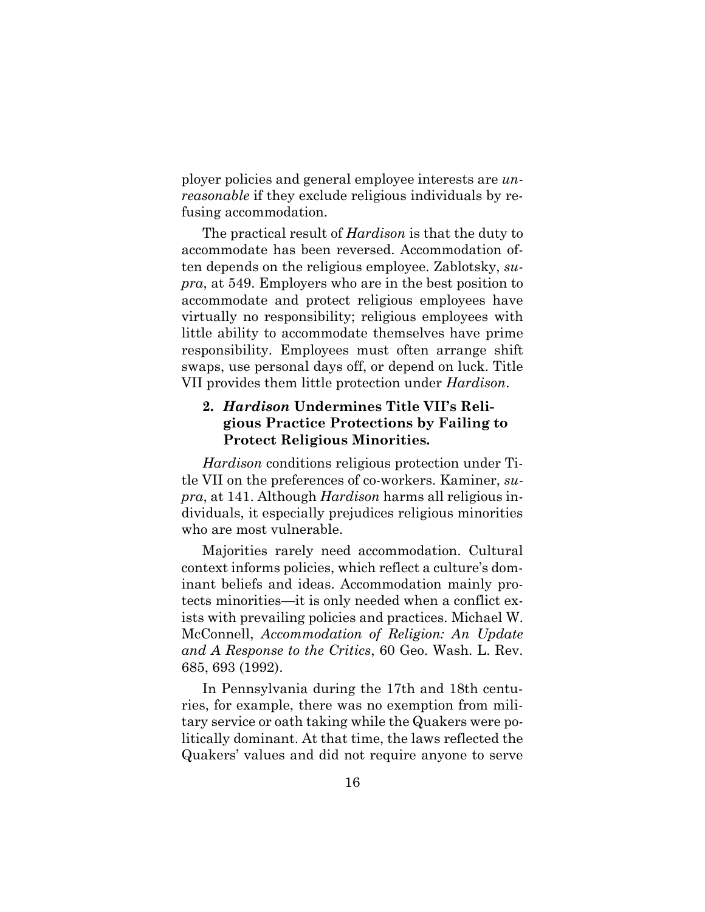ployer policies and general employee interests are *unreasonable* if they exclude religious individuals by refusing accommodation.

The practical result of *Hardison* is that the duty to accommodate has been reversed. Accommodation often depends on the religious employee. Zablotsky, *supra*, at 549. Employers who are in the best position to accommodate and protect religious employees have virtually no responsibility; religious employees with little ability to accommodate themselves have prime responsibility. Employees must often arrange shift swaps, use personal days off, or depend on luck. Title VII provides them little protection under *Hardison*.

### 2. *Hardison* Undermines Title VII's Religious Practice Protections by Failing to Protect Religious Minorities.

*Hardison* conditions religious protection under Title VII on the preferences of co-workers. Kaminer, *supra*, at 141. Although *Hardison* harms all religious individuals, it especially prejudices religious minorities who are most vulnerable.

Majorities rarely need accommodation. Cultural context informs policies, which reflect a culture's dominant beliefs and ideas. Accommodation mainly protects minorities—it is only needed when a conflict exists with prevailing policies and practices. Michael W. McConnell, *Accommodation of Religion: An Update and A Response to the Critics*, 60 Geo. Wash. L. Rev. 685, 693 (1992).

In Pennsylvania during the 17th and 18th centuries, for example, there was no exemption from military service or oath taking while the Quakers were politically dominant. At that time, the laws reflected the Quakers' values and did not require anyone to serve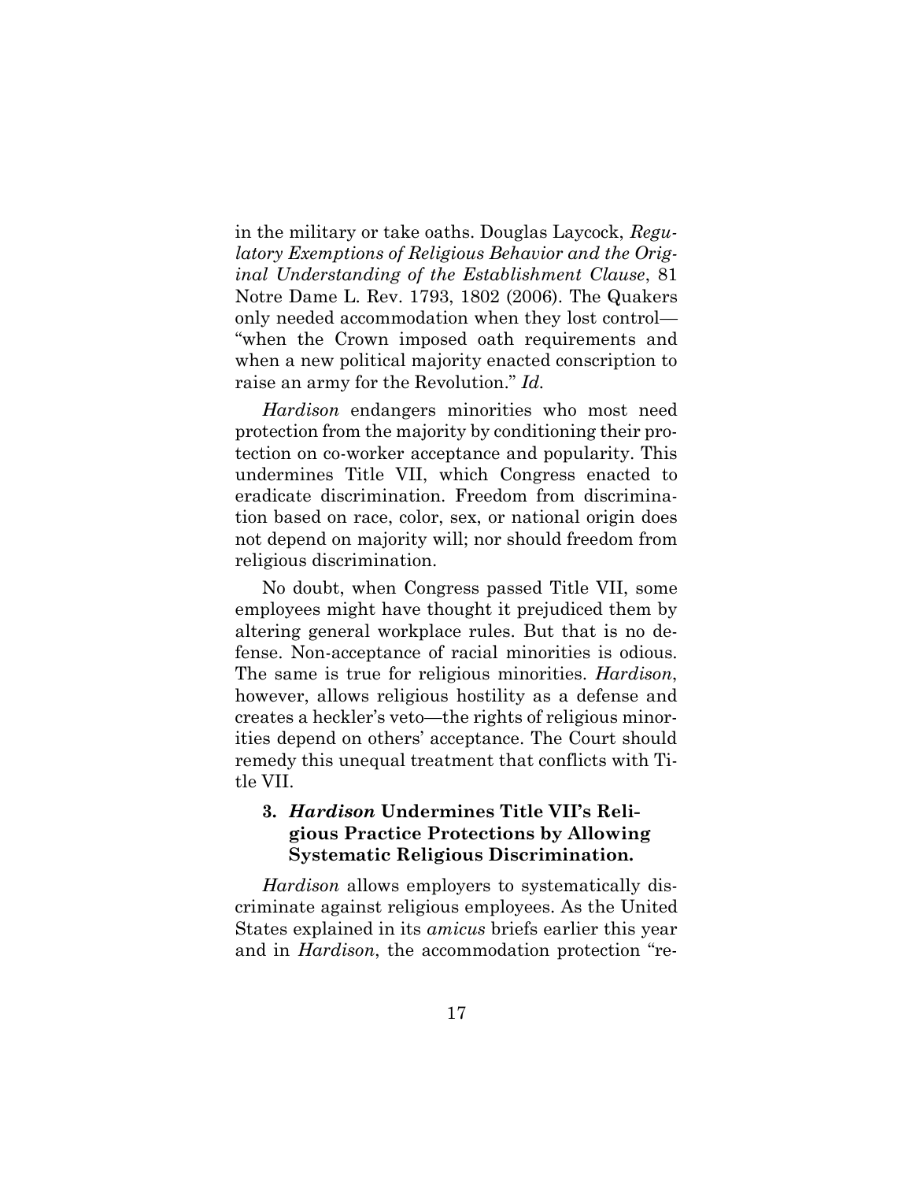in the military or take oaths. Douglas Laycock, *Regulatory Exemptions of Religious Behavior and the Original Understanding of the Establishment Clause*, 81 Notre Dame L. Rev. 1793, 1802 (2006). The Quakers only needed accommodation when they lost control—"when the Crown imposed oath requirements and when a new political majority enacted conscription to raise an army for the Revolution." *Id.*

*Hardison* endangers minorities who most need protection from the majority by conditioning their protection on co-worker acceptance and popularity. This undermines Title VII, which Congress enacted to eradicate discrimination. Freedom from discrimination based on race, color, sex, or national origin does not depend on majority will; nor should freedom from religious discrimination.

No doubt, when Congress passed Title VII, some employees might have thought it prejudiced them by altering general workplace rules. But that is no defense. Non-acceptance of racial minorities is odious. The same is true for religious minorities. *Hardison*, however, allows religious hostility as a defense and creates a heckler's veto—the rights of religious minorities depend on others' acceptance. The Court should remedy this unequal treatment that conflicts with Title VII.

### 3. *Hardison* Undermines Title VII's Religious Practice Protections by Allowing Systematic Religious Discrimination.

*Hardison* allows employers to systematically discriminate against religious employees. As the United States explained in its *amicus* briefs earlier this year and in *Hardison*, the accommodation protection "re-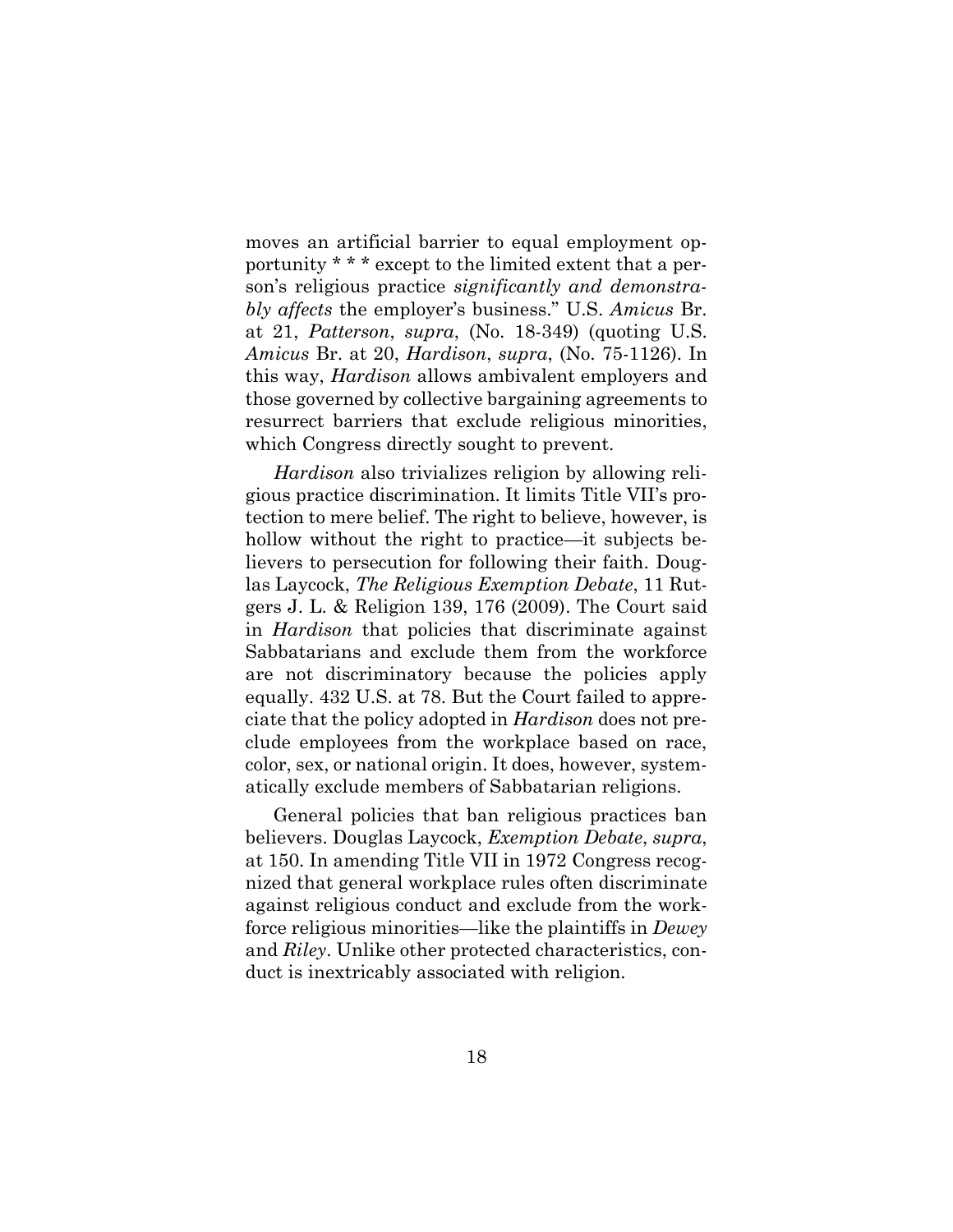moves an artificial barrier to equal employment opportunity * * * except to the limited extent that a person's religious practice *significantly and demonstrably affects* the employer's business." U.S. *Amicus* Br. at 21, *Patterson*, *supra*, (No. 18-349) (quoting U.S. *Amicus* Br. at 20, *Hardison*, *supra*, (No. 75-1126). In this way, *Hardison* allows ambivalent employers and those governed by collective bargaining agreements to resurrect barriers that exclude religious minorities, which Congress directly sought to prevent.

*Hardison* also trivializes religion by allowing religious practice discrimination. It limits Title VII's protection to mere belief. The right to believe, however, is hollow without the right to practice—it subjects believers to persecution for following their faith. Douglas Laycock, *The Religious Exemption Debate*, 11 Rutgers J. L. & Religion 139, 176 (2009). The Court said in *Hardison* that policies that discriminate against Sabbatarians and exclude them from the workforce are not discriminatory because the policies apply equally. 432 U.S. at 78. But the Court failed to appreciate that the policy adopted in *Hardison* does not preclude employees from the workplace based on race, color, sex, or national origin. It does, however, systematically exclude members of Sabbatarian religions.

General policies that ban religious practices ban believers. Douglas Laycock, *Exemption Debate*, *supra*, at 150. In amending Title VII in 1972 Congress recognized that general workplace rules often discriminate against religious conduct and exclude from the workforce religious minorities—like the plaintiffs in *Dewey* and *Riley*. Unlike other protected characteristics, conduct is inextricably associated with religion.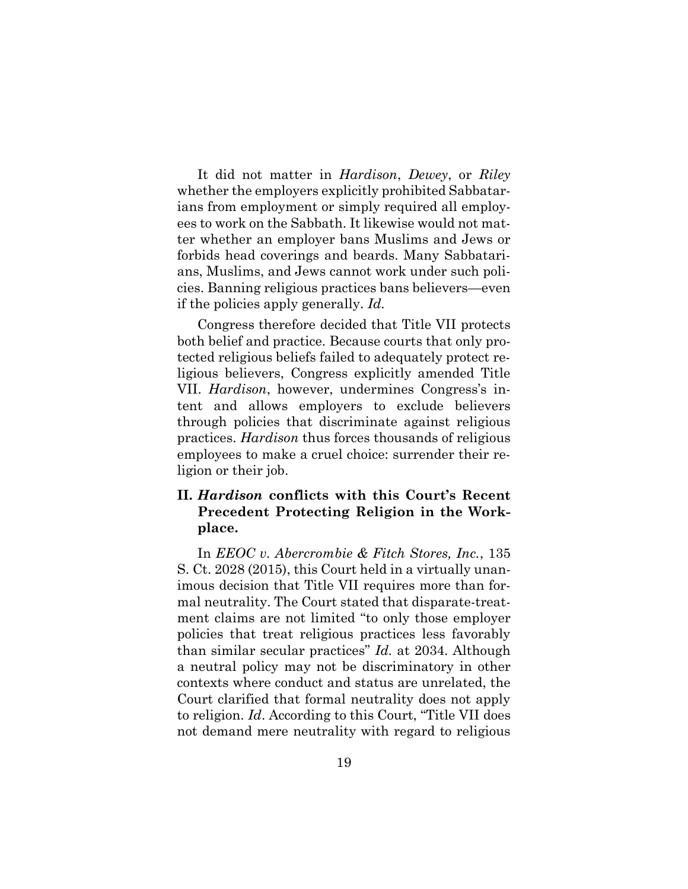It did not matter in *Hardison*, *Dewey*, or *Riley* whether the employers explicitly prohibited Sabbatarians from employment or simply required all employees to work on the Sabbath. It likewise would not matter whether an employer bans Muslims and Jews or forbids head coverings and beards. Many Sabbatarians, Muslims, and Jews cannot work under such policies. Banning religious practices bans believers—even if the policies apply generally. *Id.*

Congress therefore decided that Title VII protects both belief and practice. Because courts that only protected religious beliefs failed to adequately protect religious believers, Congress explicitly amended Title VII. *Hardison*, however, undermines Congress's intent and allows employers to exclude believers through policies that discriminate against religious practices. *Hardison* thus forces thousands of religious employees to make a cruel choice: surrender their religion or their job.

## II. *Hardison* conflicts with this Court's Recent Precedent Protecting Religion in the Workplace.

In *EEOC v. Abercrombie & Fitch Stores, Inc.*, 135 S. Ct. 2028 (2015), this Court held in a virtually unanimous decision that Title VII requires more than formal neutrality. The Court stated that disparate-treatment claims are not limited "to only those employer policies that treat religious practices less favorably than similar secular practices" *Id.* at 2034. Although a neutral policy may not be discriminatory in other contexts where conduct and status are unrelated, the Court clarified that formal neutrality does not apply to religion. *Id*. According to this Court, "Title VII does not demand mere neutrality with regard to religious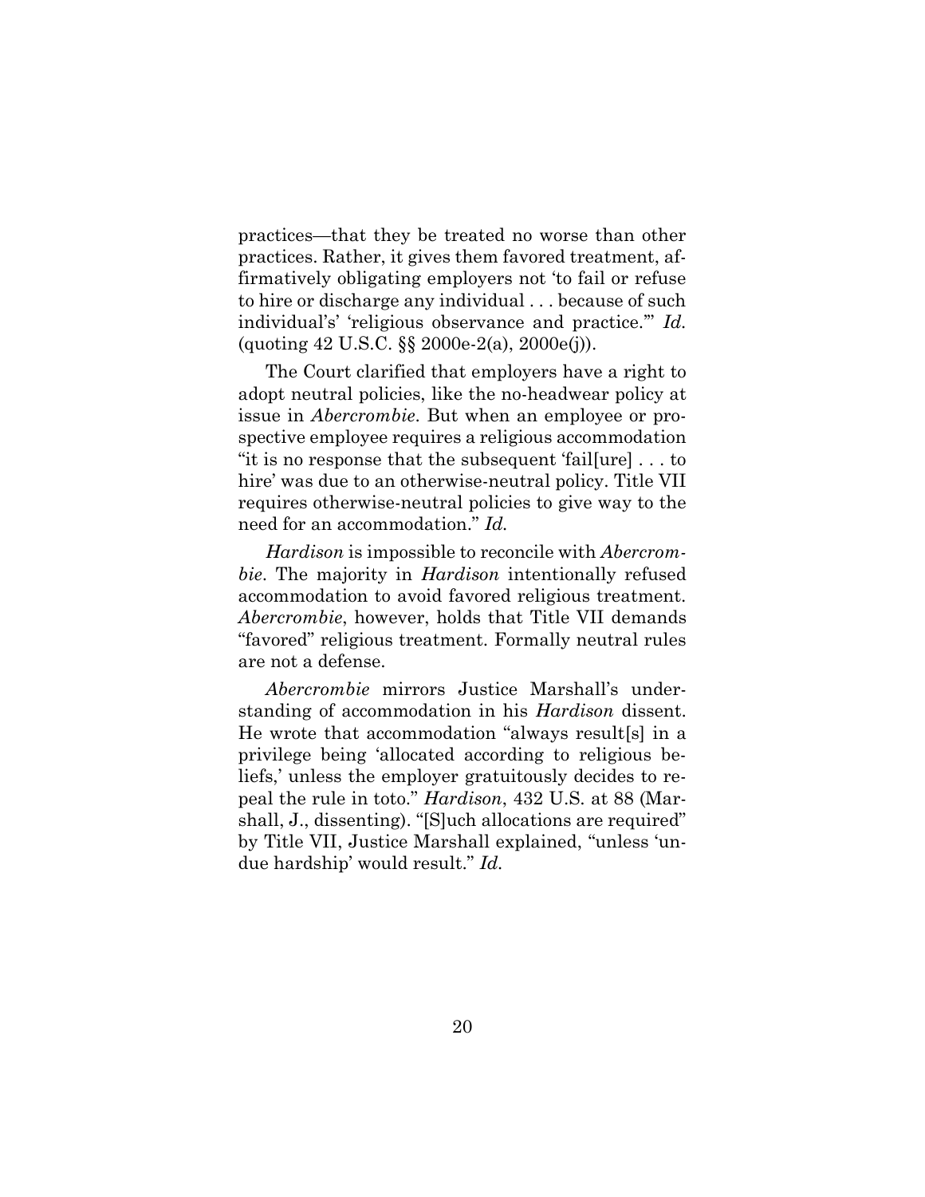practices—that they be treated no worse than other practices. Rather, it gives them favored treatment, affirmatively obligating employers not 'to fail or refuse to hire or discharge any individual . . . because of such individual's' 'religious observance and practice.'" *Id.* (quoting 42 U.S.C. §§ 2000e-2(a), 2000e(j)).

The Court clarified that employers have a right to adopt neutral policies, like the no-headwear policy at issue in *Abercrombie*. But when an employee or prospective employee requires a religious accommodation "it is no response that the subsequent 'fail[ure] . . . to hire' was due to an otherwise-neutral policy. Title VII requires otherwise-neutral policies to give way to the need for an accommodation." *Id.*

*Hardison* is impossible to reconcile with *Abercrombie*. The majority in *Hardison* intentionally refused accommodation to avoid favored religious treatment. *Abercrombie*, however, holds that Title VII demands "favored" religious treatment. Formally neutral rules are not a defense.

*Abercrombie* mirrors Justice Marshall's understanding of accommodation in his *Hardison* dissent. He wrote that accommodation "always result[s] in a privilege being 'allocated according to religious beliefs,' unless the employer gratuitously decides to repeal the rule in toto." *Hardison*, 432 U.S. at 88 (Marshall, J., dissenting). "[S]uch allocations are required" by Title VII, Justice Marshall explained, "unless 'undue hardship' would result." *Id.*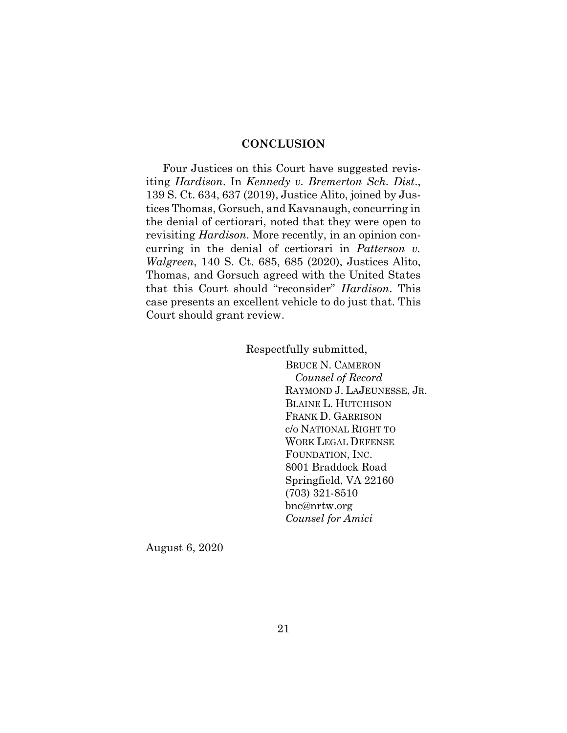## CONCLUSION

Four Justices on this Court have suggested revisiting *Hardison*. In *Kennedy v. Bremerton Sch. Dist*., 139 S. Ct. 634, 637 (2019), Justice Alito, joined by Justices Thomas, Gorsuch, and Kavanaugh, concurring in the denial of certiorari, noted that they were open to revisiting *Hardison*. More recently, in an opinion concurring in the denial of certiorari in *Patterson v. Walgreen*, 140 S. Ct. 685, 685 (2020), Justices Alito, Thomas, and Gorsuch agreed with the United States that this Court should "reconsider" *Hardison*. This case presents an excellent vehicle to do just that. This Court should grant review.

Respectfully submitted,

BRUCE N. CAMERON
*Counsel of Record*
RAYMOND J. LAJEUNESSE, JR.
BLAINE L. HUTCHISON
FRANK D. GARRISON
c/o NATIONAL RIGHT TO WORK LEGAL DEFENSE FOUNDATION, INC.
8001 Braddock Road
Springfield, VA 22160
(703) 321-8510
bnc@nrtw.org
*Counsel for Amici*

August 6, 2020